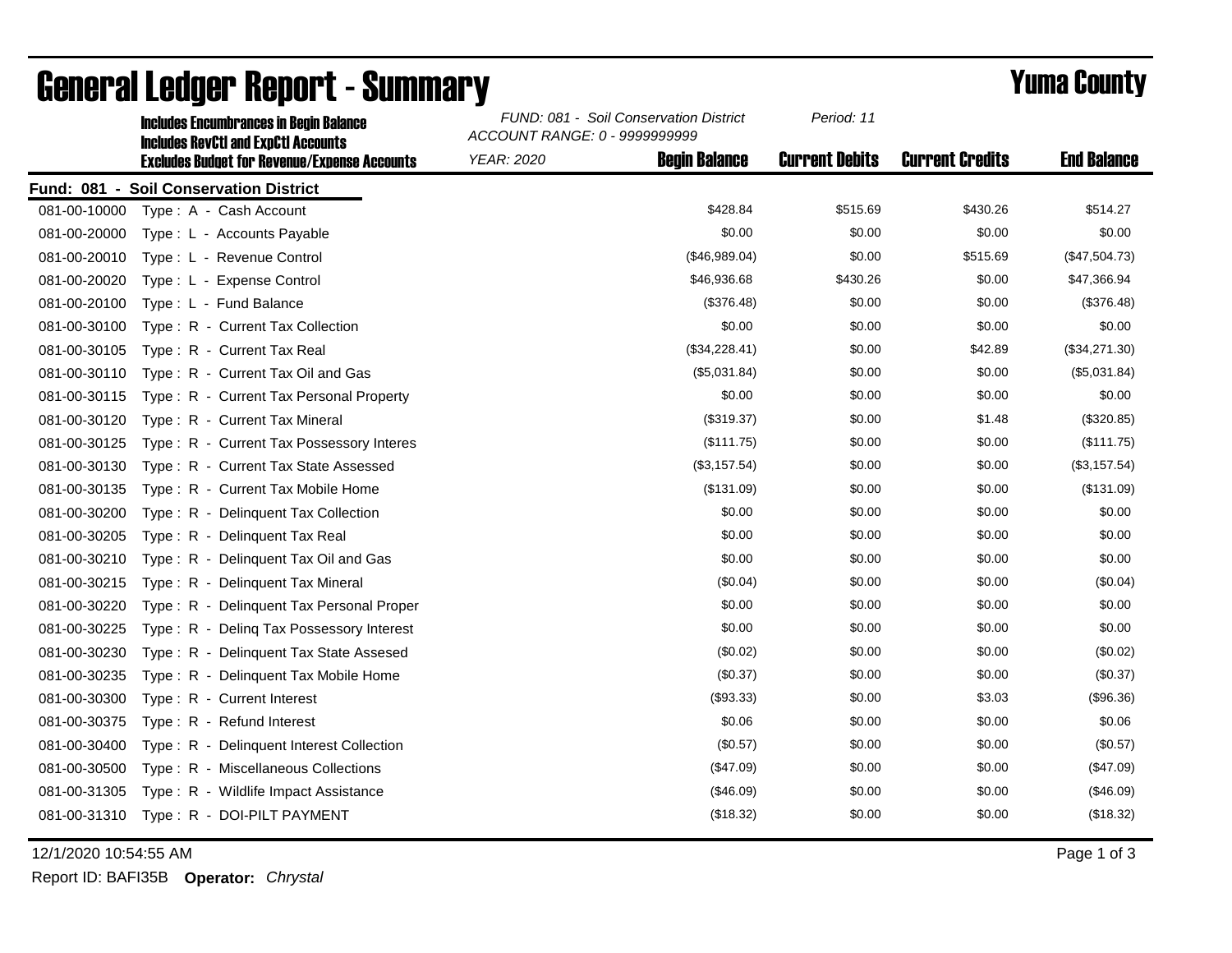# General Ledger Report - Summary

## Yuma County

**Includes Encumbrances in Begin Balance**
**Includes RevCtl and ExpCtl Accounts**
**Excludes Budget for Revenue/Expense Accounts**

*FUND: 081 - Soil Conservation District*
*ACCOUNT RANGE: 0 - 9999999999*
*YEAR: 2020*
*Period: 11*

**Fund: 081 - Soil Conservation District**

| Account | Description | Begin Balance | Current Debits | Current Credits | End Balance |
|---|---|---|---|---|---|
| 081-00-10000 | Type : A - Cash Account | $428.84 | $515.69 | $430.26 | $514.27 |
| 081-00-20000 | Type : L - Accounts Payable | $0.00 | $0.00 | $0.00 | $0.00 |
| 081-00-20010 | Type : L - Revenue Control | ($46,989.04) | $0.00 | $515.69 | ($47,504.73) |
| 081-00-20020 | Type : L - Expense Control | $46,936.68 | $430.26 | $0.00 | $47,366.94 |
| 081-00-20100 | Type : L - Fund Balance | ($376.48) | $0.00 | $0.00 | ($376.48) |
| 081-00-30100 | Type : R - Current Tax Collection | $0.00 | $0.00 | $0.00 | $0.00 |
| 081-00-30105 | Type : R - Current Tax Real | ($34,228.41) | $0.00 | $42.89 | ($34,271.30) |
| 081-00-30110 | Type : R - Current Tax Oil and Gas | ($5,031.84) | $0.00 | $0.00 | ($5,031.84) |
| 081-00-30115 | Type : R - Current Tax Personal Property | $0.00 | $0.00 | $0.00 | $0.00 |
| 081-00-30120 | Type : R - Current Tax Mineral | ($319.37) | $0.00 | $1.48 | ($320.85) |
| 081-00-30125 | Type : R - Current Tax Possessory Interes | ($111.75) | $0.00 | $0.00 | ($111.75) |
| 081-00-30130 | Type : R - Current Tax State Assessed | ($3,157.54) | $0.00 | $0.00 | ($3,157.54) |
| 081-00-30135 | Type : R - Current Tax Mobile Home | ($131.09) | $0.00 | $0.00 | ($131.09) |
| 081-00-30200 | Type : R - Delinquent Tax Collection | $0.00 | $0.00 | $0.00 | $0.00 |
| 081-00-30205 | Type : R - Delinquent Tax Real | $0.00 | $0.00 | $0.00 | $0.00 |
| 081-00-30210 | Type : R - Delinquent Tax Oil and Gas | $0.00 | $0.00 | $0.00 | $0.00 |
| 081-00-30215 | Type : R - Delinquent Tax Mineral | ($0.04) | $0.00 | $0.00 | ($0.04) |
| 081-00-30220 | Type : R - Delinquent Tax Personal Proper | $0.00 | $0.00 | $0.00 | $0.00 |
| 081-00-30225 | Type : R - Delinq Tax Possessory Interest | $0.00 | $0.00 | $0.00 | $0.00 |
| 081-00-30230 | Type : R - Delinquent Tax State Assesed | ($0.02) | $0.00 | $0.00 | ($0.02) |
| 081-00-30235 | Type : R - Delinquent Tax Mobile Home | ($0.37) | $0.00 | $0.00 | ($0.37) |
| 081-00-30300 | Type : R - Current Interest | ($93.33) | $0.00 | $3.03 | ($96.36) |
| 081-00-30375 | Type : R - Refund Interest | $0.06 | $0.00 | $0.00 | $0.06 |
| 081-00-30400 | Type : R - Delinquent Interest Collection | ($0.57) | $0.00 | $0.00 | ($0.57) |
| 081-00-30500 | Type : R - Miscellaneous Collections | ($47.09) | $0.00 | $0.00 | ($47.09) |
| 081-00-31305 | Type : R - Wildlife Impact Assistance | ($46.09) | $0.00 | $0.00 | ($46.09) |
| 081-00-31310 | Type : R - DOI-PILT PAYMENT | ($18.32) | $0.00 | $0.00 | ($18.32) |

12/1/2020 10:54:55 AM

Report ID: BAFI35B **Operator:** *Chrystal*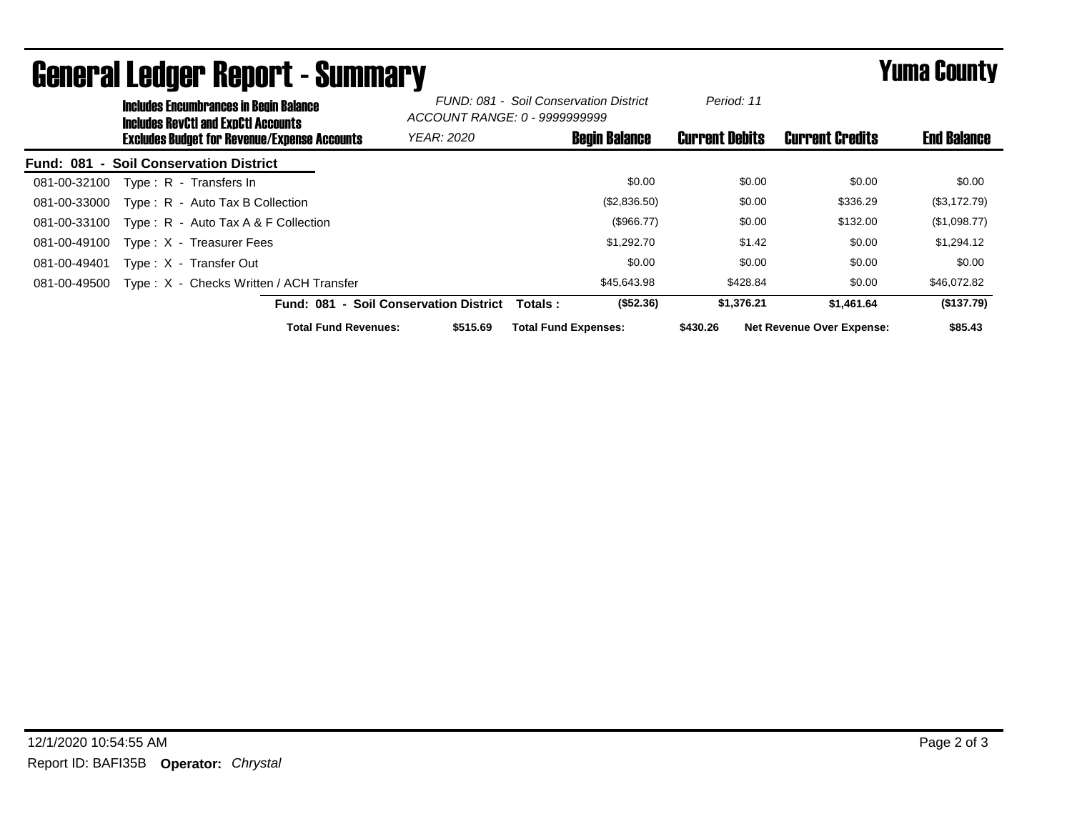# General Ledger Report - Summary

## Yuma County

**Includes Encumbrances in Begin Balance**
**Includes RevCtl and ExpCtl Accounts**
**Excludes Budget for Revenue/Expense Accounts**

*FUND: 081 - Soil Conservation District*
*ACCOUNT RANGE: 0 - 9999999999*
*YEAR: 2020*
*Period: 11*

**Fund: 081 - Soil Conservation District**

| Account | Description | Begin Balance | Current Debits | Current Credits | End Balance |
|---|---|---|---|---|---|
| 081-00-32100 | Type : R - Transfers In | $0.00 | $0.00 | $0.00 | $0.00 |
| 081-00-33000 | Type : R - Auto Tax B Collection | ($2,836.50) | $0.00 | $336.29 | ($3,172.79) |
| 081-00-33100 | Type : R - Auto Tax A & F Collection | ($966.77) | $0.00 | $132.00 | ($1,098.77) |
| 081-00-49100 | Type : X - Treasurer Fees | $1,292.70 | $1.42 | $0.00 | $1,294.12 |
| 081-00-49401 | Type : X - Transfer Out | $0.00 | $0.00 | $0.00 | $0.00 |
| 081-00-49500 | Type : X - Checks Written / ACH Transfer | $45,643.98 | $428.84 | $0.00 | $46,072.82 |
| | **Fund: 081 - Soil Conservation District Totals :** | **($52.36)** | **$1,376.21** | **$1,461.64** | **($137.79)** |

**Total Fund Revenues:** $515.69 **Total Fund Expenses:** $430.26 **Net Revenue Over Expense:** $85.43

12/1/2020 10:54:55 AM

Report ID: BAFI35B **Operator:** *Chrystal*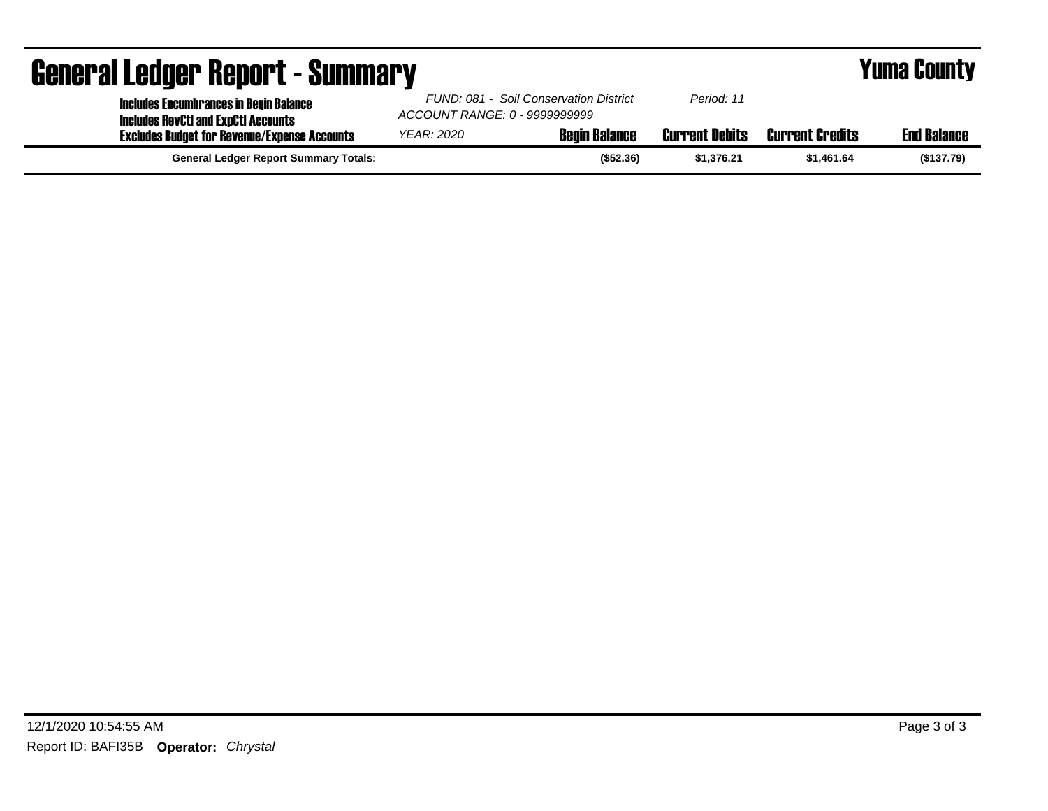# General Ledger Report - Summary

**Yuma County**

**Includes Encumbrances in Begin Balance**
**Includes RevCtl and ExpCtl Accounts**
**Excludes Budget for Revenue/Expense Accounts**

*FUND: 081 - Soil Conservation District*
*ACCOUNT RANGE: 0 - 9999999999*
*YEAR: 2020*
*Period: 11*

| | Begin Balance | Current Debits | Current Credits | End Balance |
|---|---|---|---|---|
| **General Ledger Report Summary Totals:** | **($52.36)** | **$1,376.21** | **$1,461.64** | **($137.79)** |

12/1/2020 10:54:55 AM

Report ID: BAFI35B **Operator:** *Chrystal*